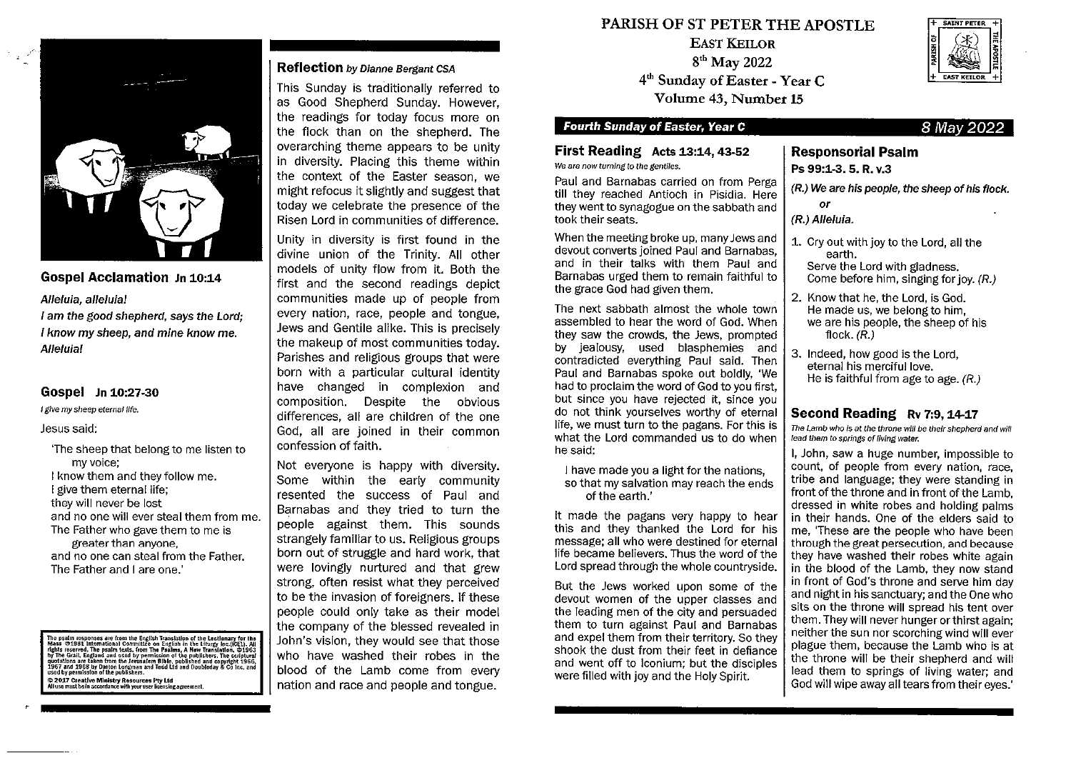# PARISH OF ST PETER THE APOSTLE

**EAST KEILOR**
**8th May 2022**
**4th Sunday of Easter - Year C**
**Volume 43, Number 15**

**Fourth Sunday of Easter, Year C** — 8 May 2022

## Gospel Acclamation Jn 10:14

*Alleluia, alleluia!*
*I am the good shepherd, says the Lord;*
*I know my sheep, and mine know me.*
*Alleluia!*

## Gospel Jn 10:27-30

*I give my sheep eternal life.*

Jesus said:

'The sheep that belong to me listen to my voice;
I know them and they follow me.
I give them eternal life;
they will never be lost
and no one will ever steal them from me.
The Father who gave them to me is greater than anyone,
and no one can steal from the Father.
The Father and I are one.'

The psalm responses are from the English Translation of the Lectionary for the Mass ©1981 International Committee on English in the Liturgy Inc.(ICEL). All rights reserved. The psalm texts, from The Psalms, A New Translation, ©1963 by The Grail, England and used by permission of the publishers. The scriptural quotations are taken from the Jerusalem Bible, published and copyright 1966, 1967 and 1968 by Darton Longman and Todd Ltd and Doubleday & Co Inc, and used by permission of the publishers.
© 2017 Creative Ministry Resources Pty Ltd
All use must be in accordance with your user licensing agreement.

## Reflection *by Dianne Bergant CSA*

This Sunday is traditionally referred to as Good Shepherd Sunday. However, the readings for today focus more on the flock than on the shepherd. The overarching theme appears to be unity in diversity. Placing this theme within the context of the Easter season, we might refocus it slightly and suggest that today we celebrate the presence of the Risen Lord in communities of difference.

Unity in diversity is first found in the divine union of the Trinity. All other models of unity flow from it. Both the first and the second readings depict communities made up of people from every nation, race, people and tongue, Jews and Gentile alike. This is precisely the makeup of most communities today. Parishes and religious groups that were born with a particular cultural identity have changed in complexion and composition. Despite the obvious differences, all are children of the one God, all are joined in their common confession of faith.

Not everyone is happy with diversity. Some within the early community resented the success of Paul and Barnabas and they tried to turn the people against them. This sounds strangely familiar to us. Religious groups born out of struggle and hard work, that were lovingly nurtured and that grew strong, often resist what they perceived to be the invasion of foreigners. If these people could only take as their model the company of the blessed revealed in John's vision, they would see that those who have washed their robes in the blood of the Lamb come from every nation and race and people and tongue.

## First Reading Acts 13:14, 43-52

*We are now turning to the gentiles.*

Paul and Barnabas carried on from Perga till they reached Antioch in Pisidia. Here they went to synagogue on the sabbath and took their seats.

When the meeting broke up, many Jews and devout converts joined Paul and Barnabas, and in their talks with them Paul and Barnabas urged them to remain faithful to the grace God had given them.

The next sabbath almost the whole town assembled to hear the word of God. When they saw the crowds, the Jews, prompted by jealousy, used blasphemies and contradicted everything Paul said. Then Paul and Barnabas spoke out boldly, 'We had to proclaim the word of God to you first, but since you have rejected it, since you do not think yourselves worthy of eternal life, we must turn to the pagans. For this is what the Lord commanded us to do when he said:

I have made you a light for the nations,
so that my salvation may reach the ends of the earth.'

It made the pagans very happy to hear this and they thanked the Lord for his message; all who were destined for eternal life became believers. Thus the word of the Lord spread through the whole countryside.

But the Jews worked upon some of the devout women of the upper classes and the leading men of the city and persuaded them to turn against Paul and Barnabas and expel them from their territory. So they shook the dust from their feet in defiance and went off to Iconium; but the disciples were filled with joy and the Holy Spirit.

## Responsorial Psalm

**Ps 99:1-3. 5. R. v.3**

*(R.) We are his people, the sheep of his flock.*
*or*
*(R.) Alleluia.*

1. Cry out with joy to the Lord, all the earth.
   Serve the Lord with gladness.
   Come before him, singing for joy. *(R.)*
2. Know that he, the Lord, is God.
   He made us, we belong to him,
   we are his people, the sheep of his flock. *(R.)*
3. Indeed, how good is the Lord,
   eternal his merciful love.
   He is faithful from age to age. *(R.)*

## Second Reading Rv 7:9, 14-17

*The Lamb who is at the throne will be their shepherd and will lead them to springs of living water.*

I, John, saw a huge number, impossible to count, of people from every nation, race, tribe and language; they were standing in front of the throne and in front of the Lamb, dressed in white robes and holding palms in their hands. One of the elders said to me, 'These are the people who have been through the great persecution, and because they have washed their robes white again in the blood of the Lamb, they now stand in front of God's throne and serve him day and night in his sanctuary; and the One who sits on the throne will spread his tent over them. They will never hunger or thirst again; neither the sun nor scorching wind will ever plague them, because the Lamb who is at the throne will be their shepherd and will lead them to springs of living water; and God will wipe away all tears from their eyes.'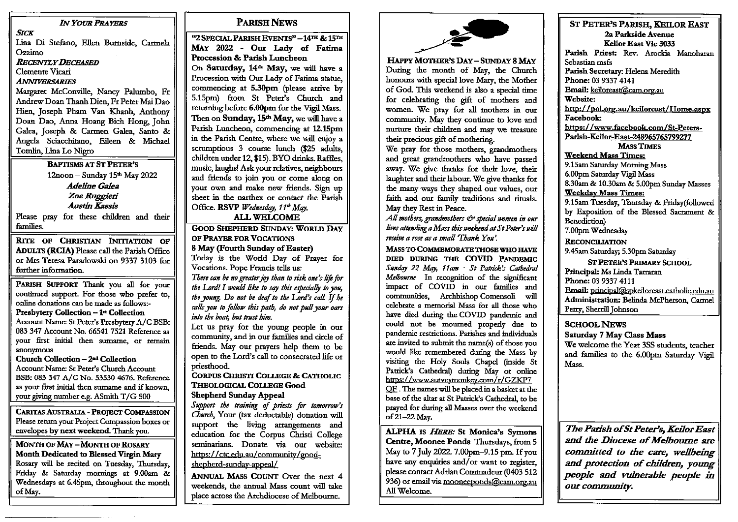## *In Your Prayers*

***Sick***

Lina Di Stefano, Ellen Burnside, Carmela Ozzimo

***Recently Deceased***

Clemente Vicari

***Anniversaries***

Margaret McConville, Nancy Palumbo, Fr Andrew Doan Thanh Dien, Fr Peter Mai Dao Hien, Joseph Pham Van Khanh, Anthony Doan Dao, Anna Hoang Bich Hong, John Galea, Joseph & Carmen Galea, Santo & Angela Sciacchitano, Eileen & Michael Tomlin, Lina Lo Nigro

### Baptisms at St Peter's

12noon – Sunday 15th May 2022

***Adeline Galea***
***Zoe Ruggieri***
***Austin Kassis***

Please pray for these children and their families.

**Rite of Christian Initiation of Adults (RCIA)** Please call the Parish Office or Mrs Teresa Paradowski on 9337 3103 for further information.

**Parish Support** Thank you all for your continued support. For those who prefer to, online donations can be made as follows:-

**Presbytery Collection – 1st Collection**
Account Name: St Peter's Presbytery A/C BSB: 083 347 Account No. 66541 7521 Reference as your first initial then surname, or remain anonymous

**Church Collection – 2nd Collection**
Account Name: St Peter's Church Account BSB: 083 347 A/C No. 53530 4676. Reference as your first initial then surname and if known, your giving number e.g. ASmith T/G 500

**Caritas Australia - Project Compassion**
Please return your Project Compassion boxes or envelopes **by next weekend.** Thank you.

**Month of May – Month of Rosary**
**Month Dedicated to Blessed Virgin Mary**
Rosary will be recited on Tuesday, Thursday, Friday & Saturday mornings at 9.00am & Wednesdays at 6.45pm, throughout the month of May.

## Parish News

**"2 Special Parish Events" – 14th & 15th May 2022 - Our Lady of Fatima Procession & Parish Luncheon**

On **Saturday, 14th May,** we will have a Procession with Our Lady of Fatima statue, commencing at **5.30pm** (please arrive by 5.15pm) from St Peter's Church and returning before **6.00pm** for the Vigil Mass. Then on **Sunday, 15th May,** we will have a Parish Luncheon, commencing at **12.15pm** in the Parish Centre, where we will enjoy a scrumptious 3 course lunch ($25 adults, children under 12, $15). BYO drinks. Raffles, music, laughs! Ask your relatives, neighbours and friends to join you or come along on your own and make new friends. Sign up sheet in the narthex or contact the Parish Office. **RSVP** ***Wednesday, 11th May.***

**ALL WELCOME**

**Good Shepherd Sunday: World Day of Prayer for Vocations**
**8 May (Fourth Sunday of Easter)**

Today is the World Day of Prayer for Vocations. Pope Francis tells us:

*There can be no greater joy than to risk one's life for the Lord! I would like to say this especially to you, the young. Do not be deaf to the Lord's call. If he calls you to follow this path, do not pull your oars into the boat, but trust him.*

Let us pray for the young people in our community, and in our families and circle of friends. May our prayers help them to be open to the Lord's call to consecrated life or priesthood.

**Corpus Christi College & Catholic Theological College Good Shepherd Sunday Appeal**

*Support the training of priests for tomorrow's Church,* Your (tax deductable) donation will support the living arrangements and education for the Corpus Christi College seminarians. Donate via our website: https://ctc.edu.au/community/good-shepherd-sunday-appeal/

**Annual Mass Count** Over the next 4 weekends, the annual Mass count will take place across the Archdiocese of Melbourne.

**Happy Mother's Day – Sunday 8 May**

During the month of May, the Church honours with special love Mary, the Mother of God. This weekend is also a special time for celebrating the gift of mothers and women. We pray for all mothers in our community. May they continue to love and nurture their children and may we treasure their precious gift of mothering.

We pray for those mothers, grandmothers and great grandmothers who have passed away. We give thanks for their love, their laughter and their labour. We give thanks for the many ways they shaped our values, our faith and our family traditions and rituals. May they Rest in Peace.

*All mothers, grandmothers & special women in our lives attending a Mass this weekend at St Peter's will receive a rose as a small 'Thank You'.*

**Mass to Commemorate Those Who Have Died During the COVID Pandemic**
*Sunday 22 May, 11am - St Patrick's Cathedral Melbourne* In recognition of the significant impact of COVID in our families and communities, Archbishop Comensoli will celebrate a memorial Mass for all those who have died during the COVID pandemic and could not be mourned properly due to pandemic restrictions. Parishes and individuals are invited to submit the name(s) of those you would like remembered during the Mass by visiting the Holy Souls Chapel (inside St Patrick's Cathedral) during May or online https://www.surveymonkey.com/r/GZKP7QF . The names will be placed in a basket at the base of the altar at St Patrick's Cathedral, to be prayed for during all Masses over the weekend of 21–22 May.

**ALPHA is *Here:* St Monica's Symons Centre, Moonee Ponds** Thursdays, from 5 May to 7 July 2022. 7.00pm–9.15 pm. If you have any enquiries and/or want to register, please contact Adrian Commadeur (0403 512 936) or email via mooneeponds@cam.org.au All Welcome.

### St Peter's Parish, Keilor East

**2a Parkside Avenue**
**Keilor East Vic 3033**

**Parish Priest:** Rev. Arockia Manoharan Sebastian msfs
**Parish Secretary:** Helena Meredith
**Phone:** 03 9337 4141
**Email:** keiloreast@cam.org.au
**Website:** http://pol.org.au/keiloreast/Home.aspx
**Facebook:** https://www.facebook.com/St-Peters-Parish-Keilor-East-248965765799277

**Mass Times**

**Weekend Mass Times:**
9.15am Saturday Morning Mass
6.00pm Saturday Vigil Mass
8.30am & 10.30am & 5.00pm Sunday Masses

**Weekday Mass Times:**
9.15am Tuesday, Thursday & Friday(followed by Exposition of the Blessed Sacrament & Benediction)
7.00pm Wednesday

**Reconciliation**
9.45am Saturday; 5.30pm Saturday

**St Peter's Primary School**
**Principal:** Ms Linda Tarraran
**Phone:** 03 9337 4111
**Email:** principal@spkeiloreast.catholic.edu.au
**Administration:** Belinda McPherson, Carmel Perry, Sherrill Johnson

### School News

**Saturday 7 May Class Mass**
We welcome the Year 3SS students, teacher and families to the 6.00pm Saturday Vigil Mass.

***The Parish of St Peter's, Keilor East and the Diocese of Melbourne are committed to the care, wellbeing and protection of children, young people and vulnerable people in our community.***